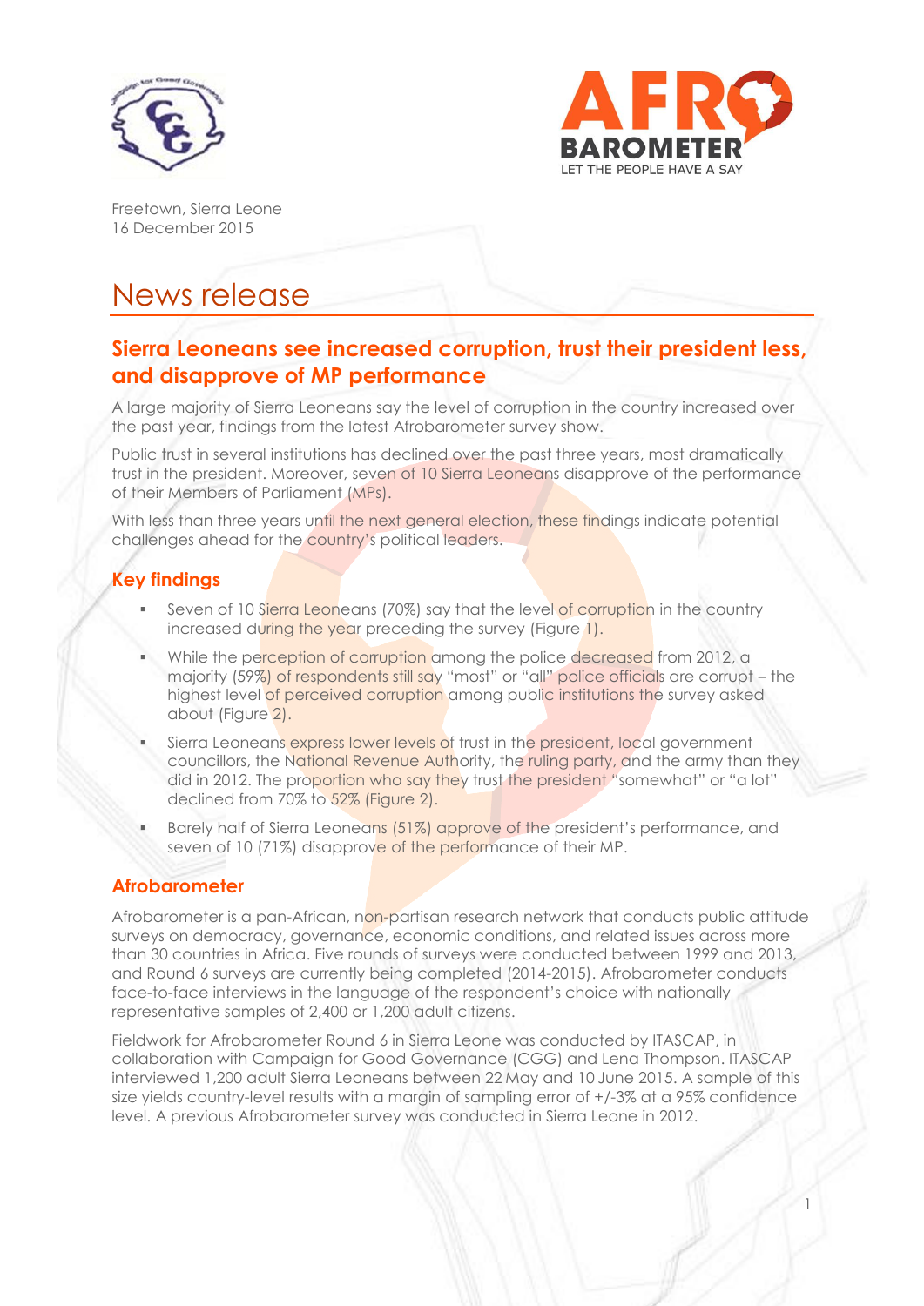Freetown, Sierra Leone
16 December 2015

# News release

## Sierra Leoneans see increased corruption, trust their president less, and disapprove of MP performance

A large majority of Sierra Leoneans say the level of corruption in the country increased over the past year, findings from the latest Afrobarometer survey show.

Public trust in several institutions has declined over the past three years, most dramatically trust in the president. Moreover, seven of 10 Sierra Leoneans disapprove of the performance of their Members of Parliament (MPs).

With less than three years until the next general election, these findings indicate potential challenges ahead for the country's political leaders.

### Key findings

- Seven of 10 Sierra Leoneans (70%) say that the level of corruption in the country increased during the year preceding the survey (Figure 1).
- While the perception of corruption among the police decreased from 2012, a majority (59%) of respondents still say "most" or "all" police officials are corrupt – the highest level of perceived corruption among public institutions the survey asked about (Figure 2).
- Sierra Leoneans express lower levels of trust in the president, local government councillors, the National Revenue Authority, the ruling party, and the army than they did in 2012. The proportion who say they trust the president "somewhat" or "a lot" declined from 70% to 52% (Figure 2).
- Barely half of Sierra Leoneans (51%) approve of the president's performance, and seven of 10 (71%) disapprove of the performance of their MP.

### Afrobarometer

Afrobarometer is a pan-African, non-partisan research network that conducts public attitude surveys on democracy, governance, economic conditions, and related issues across more than 30 countries in Africa. Five rounds of surveys were conducted between 1999 and 2013, and Round 6 surveys are currently being completed (2014-2015). Afrobarometer conducts face-to-face interviews in the language of the respondent's choice with nationally representative samples of 2,400 or 1,200 adult citizens.

Fieldwork for Afrobarometer Round 6 in Sierra Leone was conducted by ITASCAP, in collaboration with Campaign for Good Governance (CGG) and Lena Thompson. ITASCAP interviewed 1,200 adult Sierra Leoneans between 22 May and 10 June 2015. A sample of this size yields country-level results with a margin of sampling error of +/-3% at a 95% confidence level. A previous Afrobarometer survey was conducted in Sierra Leone in 2012.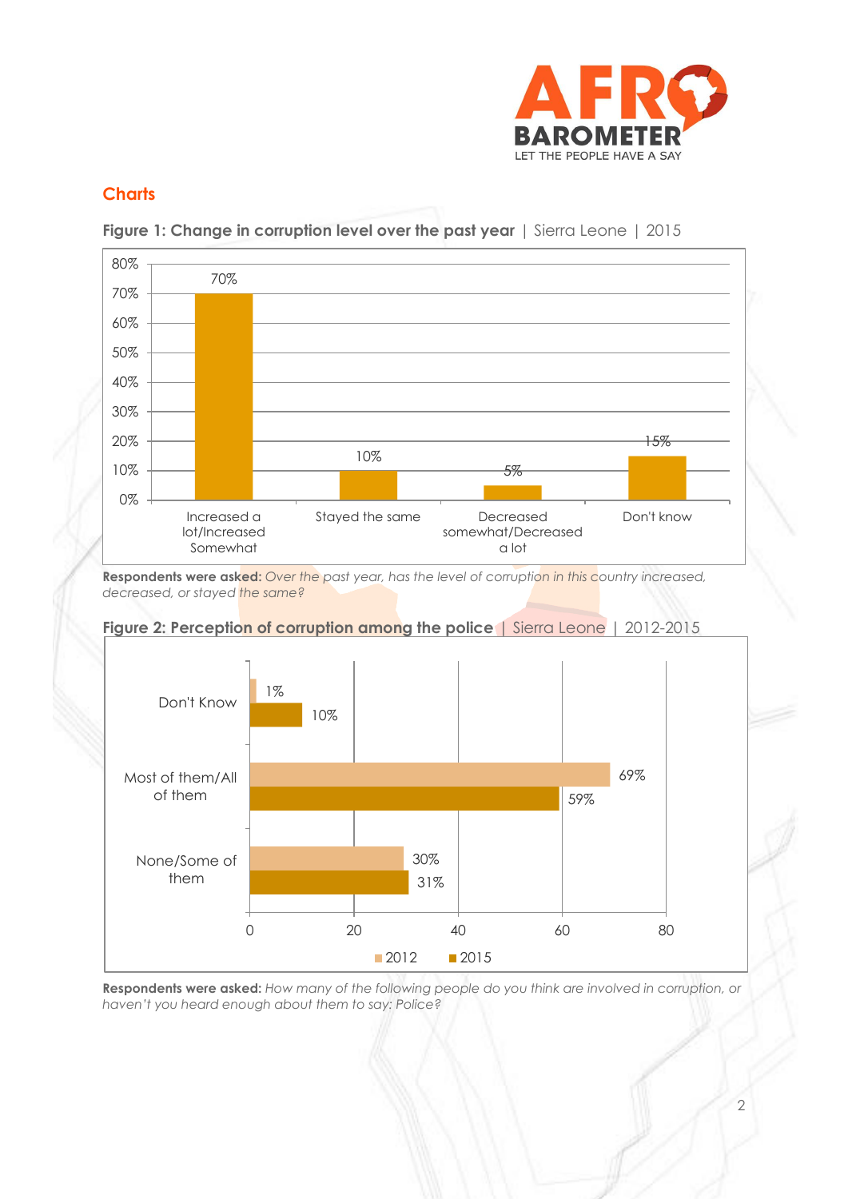## Charts

**Figure 1: Change in corruption level over the past year** | Sierra Leone | 2015

| Response | % |
|---|---|
| Increased a lot/Increased Somewhat | 70% |
| Stayed the same | 10% |
| Decreased somewhat/Decreased a lot | 5% |
| Don't know | 15% |

**Respondents were asked:** *Over the past year, has the level of corruption in this country increased, decreased, or stayed the same?*

**Figure 2: Perception of corruption among the police** | Sierra Leone | 2012-2015

| Response | 2012 | 2015 |
|---|---|---|
| Don't Know | 1% | 10% |
| Most of them/All of them | 69% | 59% |
| None/Some of them | 30% | 31% |

**Respondents were asked:** *How many of the following people do you think are involved in corruption, or haven't you heard enough about them to say: Police?*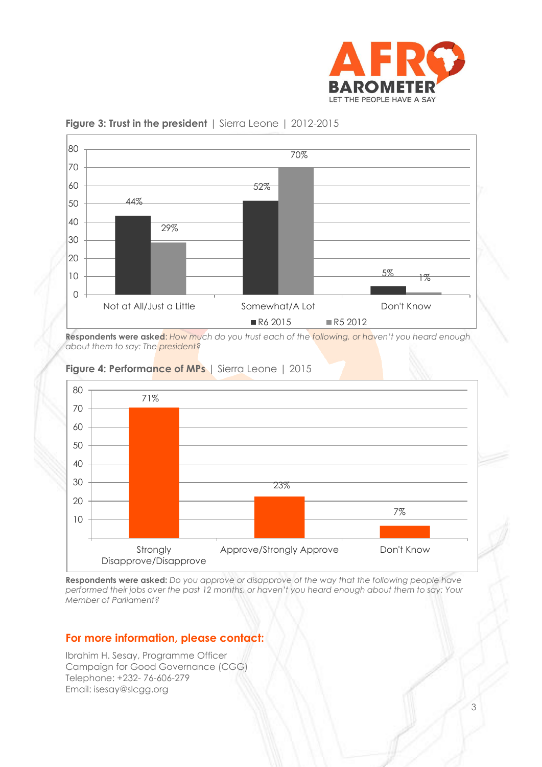**Figure 3: Trust in the president** | Sierra Leone | 2012-2015

| | R6 2015 | R5 2012 |
|---|---|---|
| Not at All/Just a Little | 44% | 29% |
| Somewhat/A Lot | 52% | 70% |
| Don't Know | 5% | 1% |

**Respondents were asked**: *How much do you trust each of the following, or haven't you heard enough about them to say: The president?*

**Figure 4: Performance of MPs** | Sierra Leone | 2015

| | 2015 |
|---|---|
| Strongly Disapprove/Disapprove | 71% |
| Approve/Strongly Approve | 23% |
| Don't Know | 7% |

**Respondents were asked:** *Do you approve or disapprove of the way that the following people have performed their jobs over the past 12 months, or haven't you heard enough about them to say: Your Member of Parliament?*

## For more information, please contact:

Ibrahim H. Sesay, Programme Officer
Campaign for Good Governance (CGG)
Telephone: +232- 76-606-279
Email: isesay@slcgg.org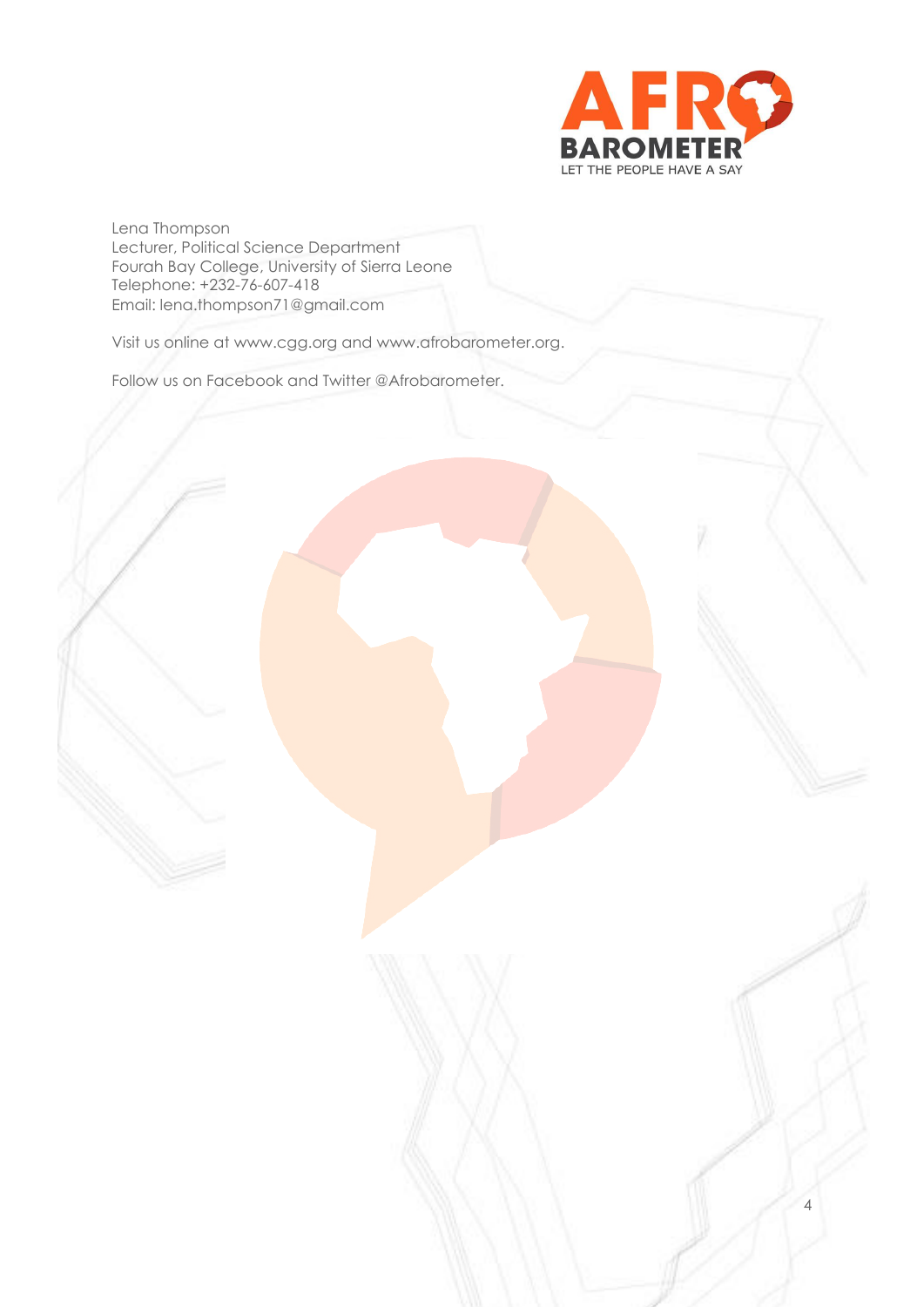Lena Thompson
Lecturer, Political Science Department
Fourah Bay College, University of Sierra Leone
Telephone: +232-76-607-418
Email: lena.thompson71@gmail.com

Visit us online at www.cgg.org and www.afrobarometer.org.

Follow us on Facebook and Twitter @Afrobarometer.